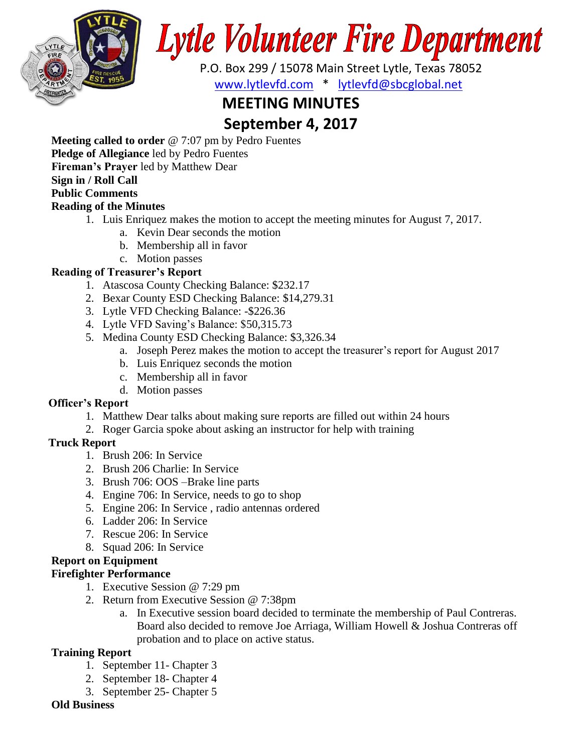# Lytle Volunteer Fire Department

P.O. Box 299 / 15078 Main Street Lytle, Texas 78052

www.lytlevfd.com * lytlevfd@sbcglobal.net

## MEETING MINUTES

## September 4, 2017

**Meeting called to order** @ 7:07 pm by Pedro Fuentes

**Pledge of Allegiance** led by Pedro Fuentes

**Fireman's Prayer** led by Matthew Dear

**Sign in / Roll Call**

**Public Comments**

**Reading of the Minutes**

1. Luis Enriquez makes the motion to accept the meeting minutes for August 7, 2017.
   a. Kevin Dear seconds the motion
   b. Membership all in favor
   c. Motion passes

**Reading of Treasurer's Report**

1. Atascosa County Checking Balance: $232.17
2. Bexar County ESD Checking Balance: $14,279.31
3. Lytle VFD Checking Balance: -$226.36
4. Lytle VFD Saving's Balance: $50,315.73
5. Medina County ESD Checking Balance: $3,326.34
   a. Joseph Perez makes the motion to accept the treasurer's report for August 2017
   b. Luis Enriquez seconds the motion
   c. Membership all in favor
   d. Motion passes

**Officer's Report**

1. Matthew Dear talks about making sure reports are filled out within 24 hours
2. Roger Garcia spoke about asking an instructor for help with training

**Truck Report**

1. Brush 206: In Service
2. Brush 206 Charlie: In Service
3. Brush 706: OOS –Brake line parts
4. Engine 706: In Service, needs to go to shop
5. Engine 206: In Service , radio antennas ordered
6. Ladder 206: In Service
7. Rescue 206: In Service
8. Squad 206: In Service

**Report on Equipment**

**Firefighter Performance**

1. Executive Session @ 7:29 pm
2. Return from Executive Session @ 7:38pm
   a. In Executive session board decided to terminate the membership of Paul Contreras. Board also decided to remove Joe Arriaga, William Howell & Joshua Contreras off probation and to place on active status.

**Training Report**

1. September 11- Chapter 3
2. September 18- Chapter 4
3. September 25- Chapter 5

**Old Business**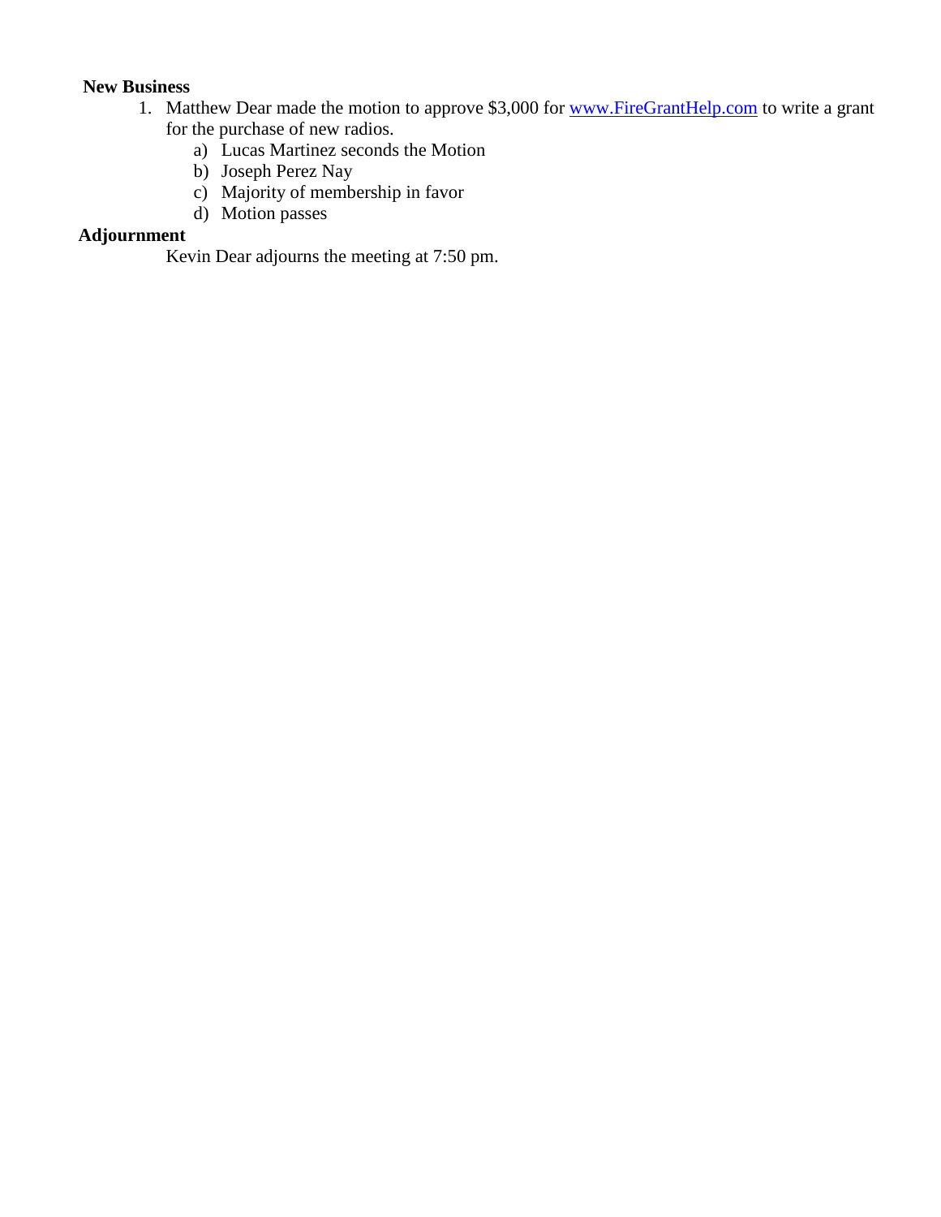**New Business**

1. Matthew Dear made the motion to approve $3,000 for [www.FireGrantHelp.com](http://www.FireGrantHelp.com) to write a grant for the purchase of new radios.
   a) Lucas Martinez seconds the Motion
   b) Joseph Perez Nay
   c) Majority of membership in favor
   d) Motion passes

**Adjournment**

Kevin Dear adjourns the meeting at 7:50 pm.